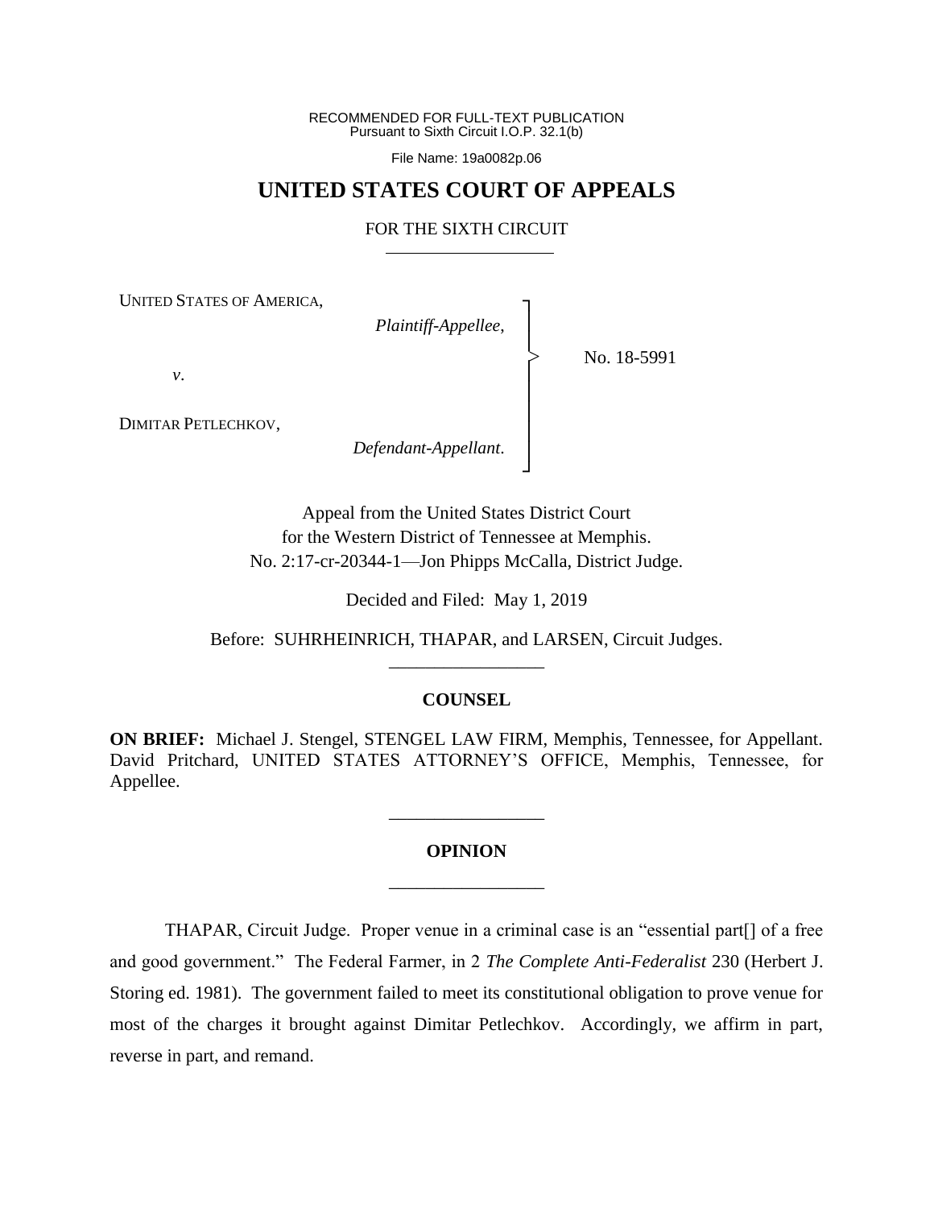RECOMMENDED FOR FULL-TEXT PUBLICATION
Pursuant to Sixth Circuit I.O.P. 32.1(b)

File Name: 19a0082p.06

# UNITED STATES COURT OF APPEALS

## FOR THE SIXTH CIRCUIT

UNITED STATES OF AMERICA,

*Plaintiff-Appellee,*

*v.*

DIMITAR PETLECHKOV,

*Defendant-Appellant.*

No. 18-5991

Appeal from the United States District Court
for the Western District of Tennessee at Memphis.
No. 2:17-cr-20344-1—Jon Phipps McCalla, District Judge.

Decided and Filed: May 1, 2019

Before: SUHRHEINRICH, THAPAR, and LARSEN, Circuit Judges.

---

## COUNSEL

**ON BRIEF:** Michael J. Stengel, STENGEL LAW FIRM, Memphis, Tennessee, for Appellant. David Pritchard, UNITED STATES ATTORNEY'S OFFICE, Memphis, Tennessee, for Appellee.

---

## OPINION

---

THAPAR, Circuit Judge. Proper venue in a criminal case is an "essential part[] of a free and good government." The Federal Farmer, in 2 *The Complete Anti-Federalist* 230 (Herbert J. Storing ed. 1981). The government failed to meet its constitutional obligation to prove venue for most of the charges it brought against Dimitar Petlechkov. Accordingly, we affirm in part, reverse in part, and remand.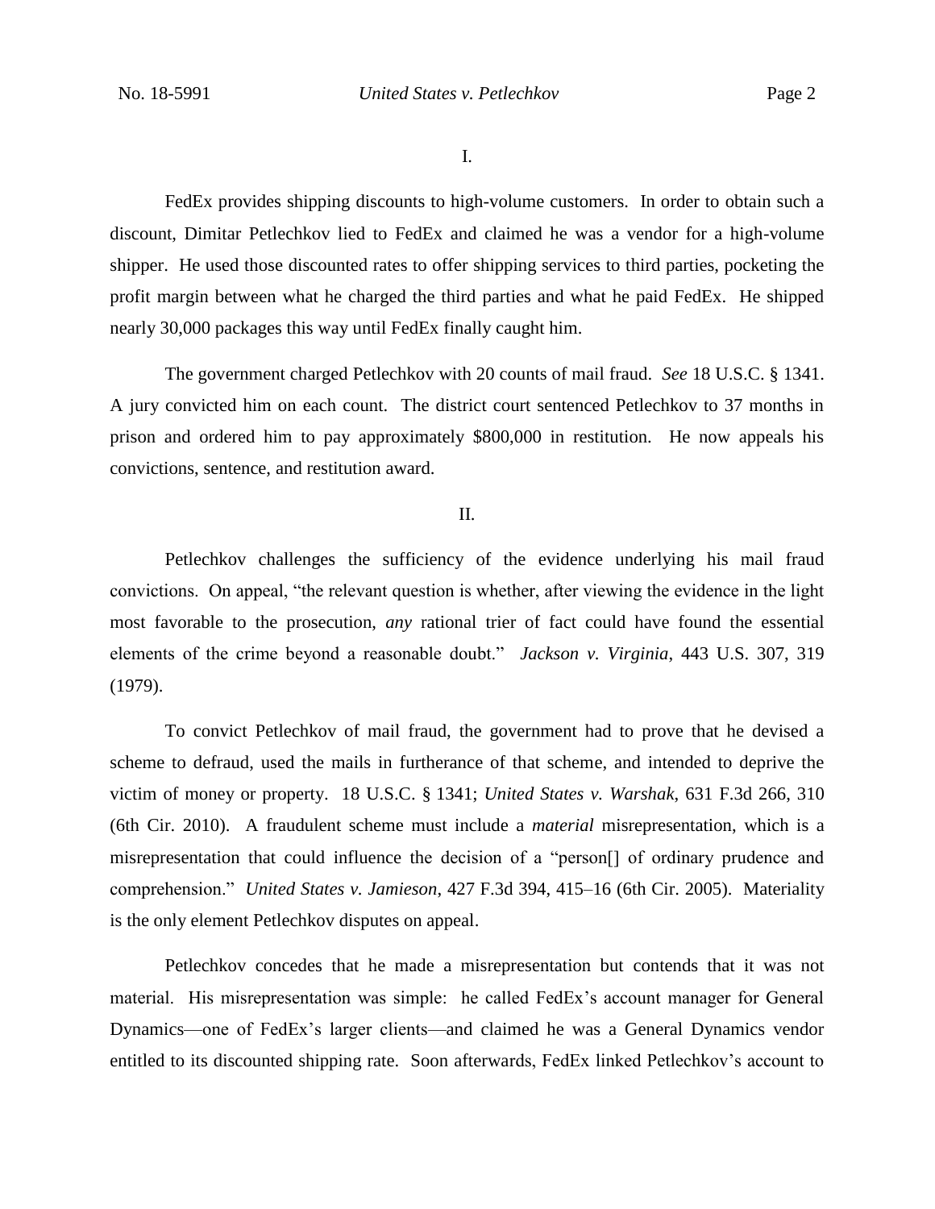I.

FedEx provides shipping discounts to high-volume customers. In order to obtain such a discount, Dimitar Petlechkov lied to FedEx and claimed he was a vendor for a high-volume shipper. He used those discounted rates to offer shipping services to third parties, pocketing the profit margin between what he charged the third parties and what he paid FedEx. He shipped nearly 30,000 packages this way until FedEx finally caught him.

The government charged Petlechkov with 20 counts of mail fraud. *See* 18 U.S.C. § 1341. A jury convicted him on each count. The district court sentenced Petlechkov to 37 months in prison and ordered him to pay approximately $800,000 in restitution. He now appeals his convictions, sentence, and restitution award.

II.

Petlechkov challenges the sufficiency of the evidence underlying his mail fraud convictions. On appeal, "the relevant question is whether, after viewing the evidence in the light most favorable to the prosecution, *any* rational trier of fact could have found the essential elements of the crime beyond a reasonable doubt." *Jackson v. Virginia*, 443 U.S. 307, 319 (1979).

To convict Petlechkov of mail fraud, the government had to prove that he devised a scheme to defraud, used the mails in furtherance of that scheme, and intended to deprive the victim of money or property. 18 U.S.C. § 1341; *United States v. Warshak*, 631 F.3d 266, 310 (6th Cir. 2010). A fraudulent scheme must include a *material* misrepresentation, which is a misrepresentation that could influence the decision of a "person[] of ordinary prudence and comprehension." *United States v. Jamieson*, 427 F.3d 394, 415–16 (6th Cir. 2005). Materiality is the only element Petlechkov disputes on appeal.

Petlechkov concedes that he made a misrepresentation but contends that it was not material. His misrepresentation was simple: he called FedEx's account manager for General Dynamics—one of FedEx's larger clients—and claimed he was a General Dynamics vendor entitled to its discounted shipping rate. Soon afterwards, FedEx linked Petlechkov's account to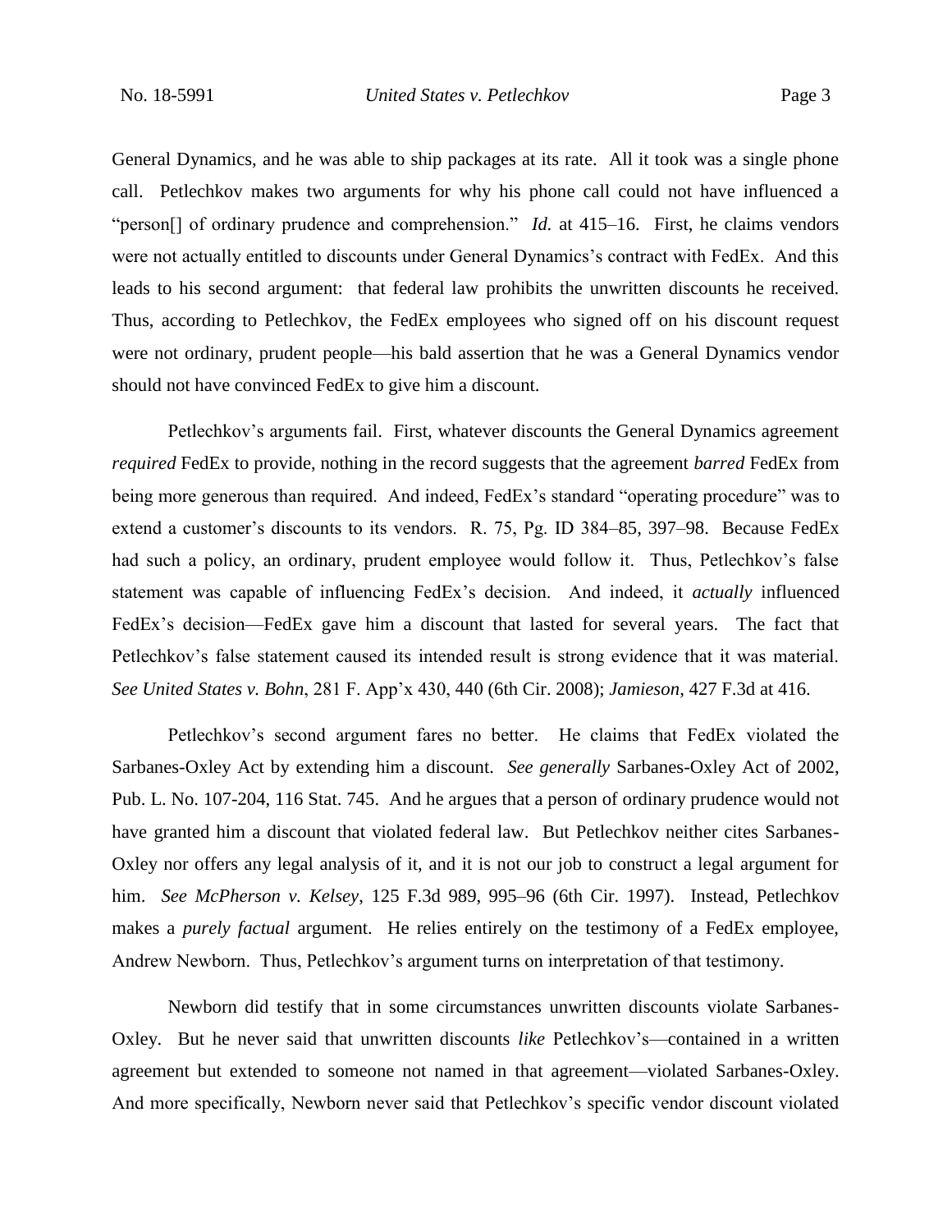General Dynamics, and he was able to ship packages at its rate. All it took was a single phone call. Petlechkov makes two arguments for why his phone call could not have influenced a "person[] of ordinary prudence and comprehension." *Id.* at 415–16. First, he claims vendors were not actually entitled to discounts under General Dynamics's contract with FedEx. And this leads to his second argument: that federal law prohibits the unwritten discounts he received. Thus, according to Petlechkov, the FedEx employees who signed off on his discount request were not ordinary, prudent people—his bald assertion that he was a General Dynamics vendor should not have convinced FedEx to give him a discount.

Petlechkov's arguments fail. First, whatever discounts the General Dynamics agreement *required* FedEx to provide, nothing in the record suggests that the agreement *barred* FedEx from being more generous than required. And indeed, FedEx's standard "operating procedure" was to extend a customer's discounts to its vendors. R. 75, Pg. ID 384–85, 397–98. Because FedEx had such a policy, an ordinary, prudent employee would follow it. Thus, Petlechkov's false statement was capable of influencing FedEx's decision. And indeed, it *actually* influenced FedEx's decision—FedEx gave him a discount that lasted for several years. The fact that Petlechkov's false statement caused its intended result is strong evidence that it was material. *See United States v. Bohn*, 281 F. App'x 430, 440 (6th Cir. 2008); *Jamieson*, 427 F.3d at 416.

Petlechkov's second argument fares no better. He claims that FedEx violated the Sarbanes-Oxley Act by extending him a discount. *See generally* Sarbanes-Oxley Act of 2002, Pub. L. No. 107-204, 116 Stat. 745. And he argues that a person of ordinary prudence would not have granted him a discount that violated federal law. But Petlechkov neither cites Sarbanes-Oxley nor offers any legal analysis of it, and it is not our job to construct a legal argument for him. *See McPherson v. Kelsey*, 125 F.3d 989, 995–96 (6th Cir. 1997). Instead, Petlechkov makes a *purely factual* argument. He relies entirely on the testimony of a FedEx employee, Andrew Newborn. Thus, Petlechkov's argument turns on interpretation of that testimony.

Newborn did testify that in some circumstances unwritten discounts violate Sarbanes-Oxley. But he never said that unwritten discounts *like* Petlechkov's—contained in a written agreement but extended to someone not named in that agreement—violated Sarbanes-Oxley. And more specifically, Newborn never said that Petlechkov's specific vendor discount violated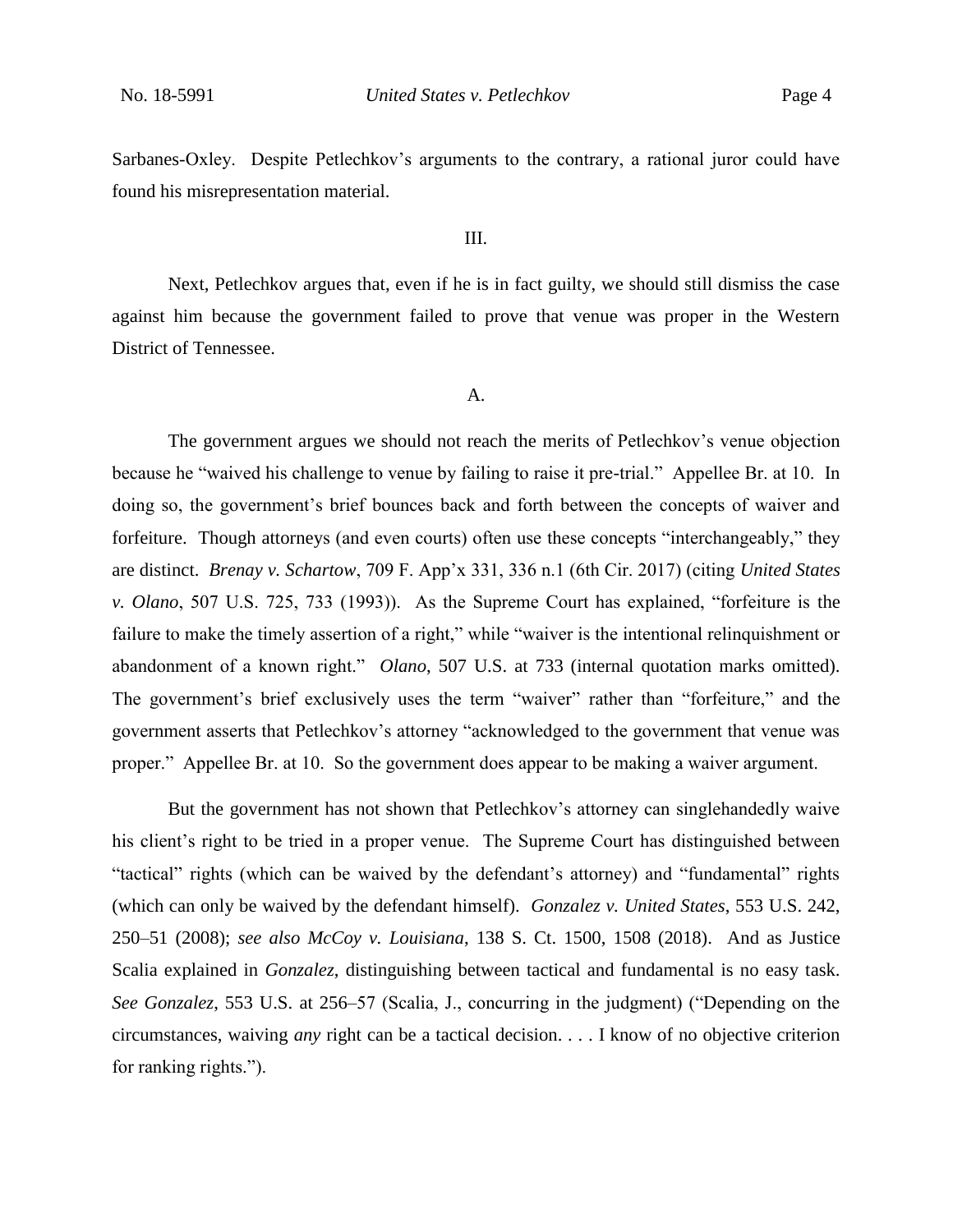Sarbanes-Oxley. Despite Petlechkov's arguments to the contrary, a rational juror could have found his misrepresentation material.

## III.

Next, Petlechkov argues that, even if he is in fact guilty, we should still dismiss the case against him because the government failed to prove that venue was proper in the Western District of Tennessee.

### A.

The government argues we should not reach the merits of Petlechkov's venue objection because he "waived his challenge to venue by failing to raise it pre-trial." Appellee Br. at 10. In doing so, the government's brief bounces back and forth between the concepts of waiver and forfeiture. Though attorneys (and even courts) often use these concepts "interchangeably," they are distinct. *Brenay v. Schartow*, 709 F. App'x 331, 336 n.1 (6th Cir. 2017) (citing *United States v. Olano*, 507 U.S. 725, 733 (1993)). As the Supreme Court has explained, "forfeiture is the failure to make the timely assertion of a right," while "waiver is the intentional relinquishment or abandonment of a known right." *Olano*, 507 U.S. at 733 (internal quotation marks omitted). The government's brief exclusively uses the term "waiver" rather than "forfeiture," and the government asserts that Petlechkov's attorney "acknowledged to the government that venue was proper." Appellee Br. at 10. So the government does appear to be making a waiver argument.

But the government has not shown that Petlechkov's attorney can singlehandedly waive his client's right to be tried in a proper venue. The Supreme Court has distinguished between "tactical" rights (which can be waived by the defendant's attorney) and "fundamental" rights (which can only be waived by the defendant himself). *Gonzalez v. United States*, 553 U.S. 242, 250–51 (2008); *see also McCoy v. Louisiana*, 138 S. Ct. 1500, 1508 (2018). And as Justice Scalia explained in *Gonzalez*, distinguishing between tactical and fundamental is no easy task. *See Gonzalez*, 553 U.S. at 256–57 (Scalia, J., concurring in the judgment) ("Depending on the circumstances, waiving *any* right can be a tactical decision. . . . I know of no objective criterion for ranking rights.").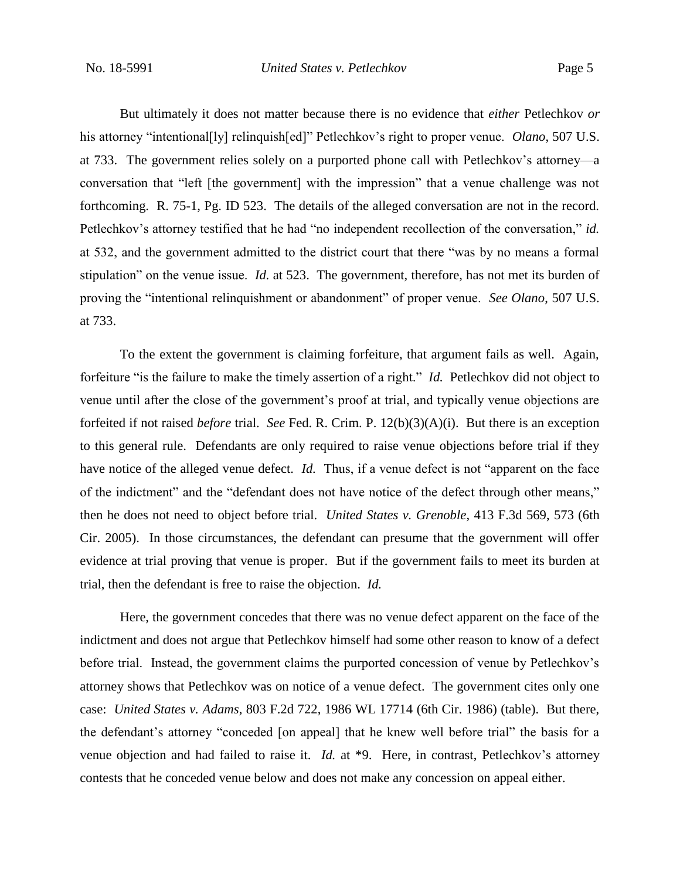But ultimately it does not matter because there is no evidence that *either* Petlechkov *or* his attorney "intentional[ly] relinquish[ed]" Petlechkov's right to proper venue. *Olano*, 507 U.S. at 733. The government relies solely on a purported phone call with Petlechkov's attorney—a conversation that "left [the government] with the impression" that a venue challenge was not forthcoming. R. 75-1, Pg. ID 523. The details of the alleged conversation are not in the record. Petlechkov's attorney testified that he had "no independent recollection of the conversation," *id.* at 532, and the government admitted to the district court that there "was by no means a formal stipulation" on the venue issue. *Id.* at 523. The government, therefore, has not met its burden of proving the "intentional relinquishment or abandonment" of proper venue. *See Olano*, 507 U.S. at 733.

To the extent the government is claiming forfeiture, that argument fails as well. Again, forfeiture "is the failure to make the timely assertion of a right." *Id.* Petlechkov did not object to venue until after the close of the government's proof at trial, and typically venue objections are forfeited if not raised *before* trial. *See* Fed. R. Crim. P. 12(b)(3)(A)(i). But there is an exception to this general rule. Defendants are only required to raise venue objections before trial if they have notice of the alleged venue defect. *Id.* Thus, if a venue defect is not "apparent on the face of the indictment" and the "defendant does not have notice of the defect through other means," then he does not need to object before trial. *United States v. Grenoble*, 413 F.3d 569, 573 (6th Cir. 2005). In those circumstances, the defendant can presume that the government will offer evidence at trial proving that venue is proper. But if the government fails to meet its burden at trial, then the defendant is free to raise the objection. *Id.*

Here, the government concedes that there was no venue defect apparent on the face of the indictment and does not argue that Petlechkov himself had some other reason to know of a defect before trial. Instead, the government claims the purported concession of venue by Petlechkov's attorney shows that Petlechkov was on notice of a venue defect. The government cites only one case: *United States v. Adams*, 803 F.2d 722, 1986 WL 17714 (6th Cir. 1986) (table). But there, the defendant's attorney "conceded [on appeal] that he knew well before trial" the basis for a venue objection and had failed to raise it. *Id.* at *9. Here, in contrast, Petlechkov's attorney contests that he conceded venue below and does not make any concession on appeal either.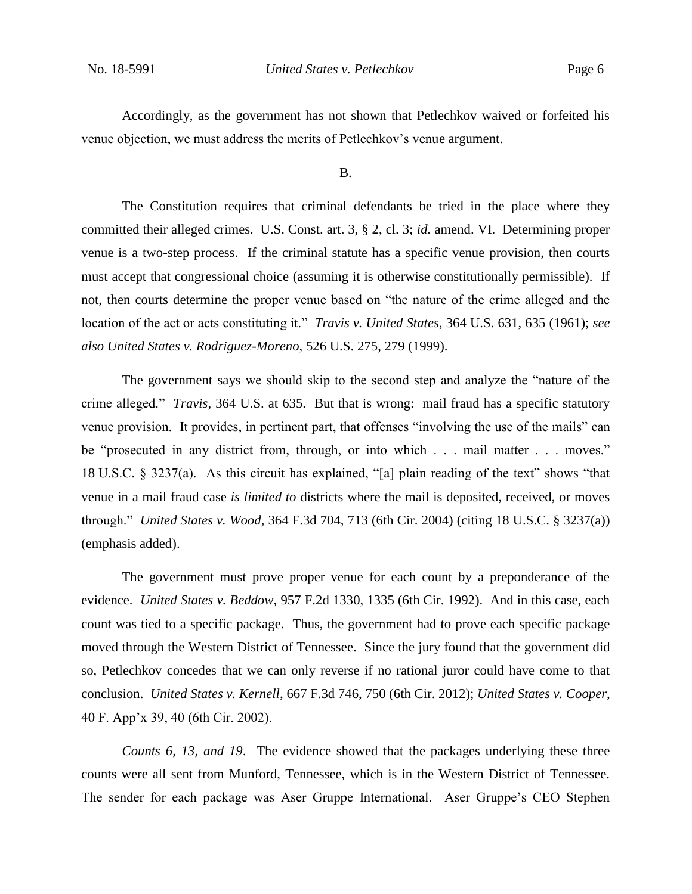Accordingly, as the government has not shown that Petlechkov waived or forfeited his venue objection, we must address the merits of Petlechkov's venue argument.

B.

The Constitution requires that criminal defendants be tried in the place where they committed their alleged crimes. U.S. Const. art. 3, § 2, cl. 3; *id.* amend. VI. Determining proper venue is a two-step process. If the criminal statute has a specific venue provision, then courts must accept that congressional choice (assuming it is otherwise constitutionally permissible). If not, then courts determine the proper venue based on "the nature of the crime alleged and the location of the act or acts constituting it." *Travis v. United States*, 364 U.S. 631, 635 (1961); *see also United States v. Rodriguez-Moreno*, 526 U.S. 275, 279 (1999).

The government says we should skip to the second step and analyze the "nature of the crime alleged." *Travis*, 364 U.S. at 635. But that is wrong: mail fraud has a specific statutory venue provision. It provides, in pertinent part, that offenses "involving the use of the mails" can be "prosecuted in any district from, through, or into which . . . mail matter . . . moves." 18 U.S.C. § 3237(a). As this circuit has explained, "[a] plain reading of the text" shows "that venue in a mail fraud case *is limited to* districts where the mail is deposited, received, or moves through." *United States v. Wood*, 364 F.3d 704, 713 (6th Cir. 2004) (citing 18 U.S.C. § 3237(a)) (emphasis added).

The government must prove proper venue for each count by a preponderance of the evidence. *United States v. Beddow*, 957 F.2d 1330, 1335 (6th Cir. 1992). And in this case, each count was tied to a specific package. Thus, the government had to prove each specific package moved through the Western District of Tennessee. Since the jury found that the government did so, Petlechkov concedes that we can only reverse if no rational juror could have come to that conclusion. *United States v. Kernell*, 667 F.3d 746, 750 (6th Cir. 2012); *United States v. Cooper*, 40 F. App'x 39, 40 (6th Cir. 2002).

*Counts 6, 13, and 19*. The evidence showed that the packages underlying these three counts were all sent from Munford, Tennessee, which is in the Western District of Tennessee. The sender for each package was Aser Gruppe International. Aser Gruppe's CEO Stephen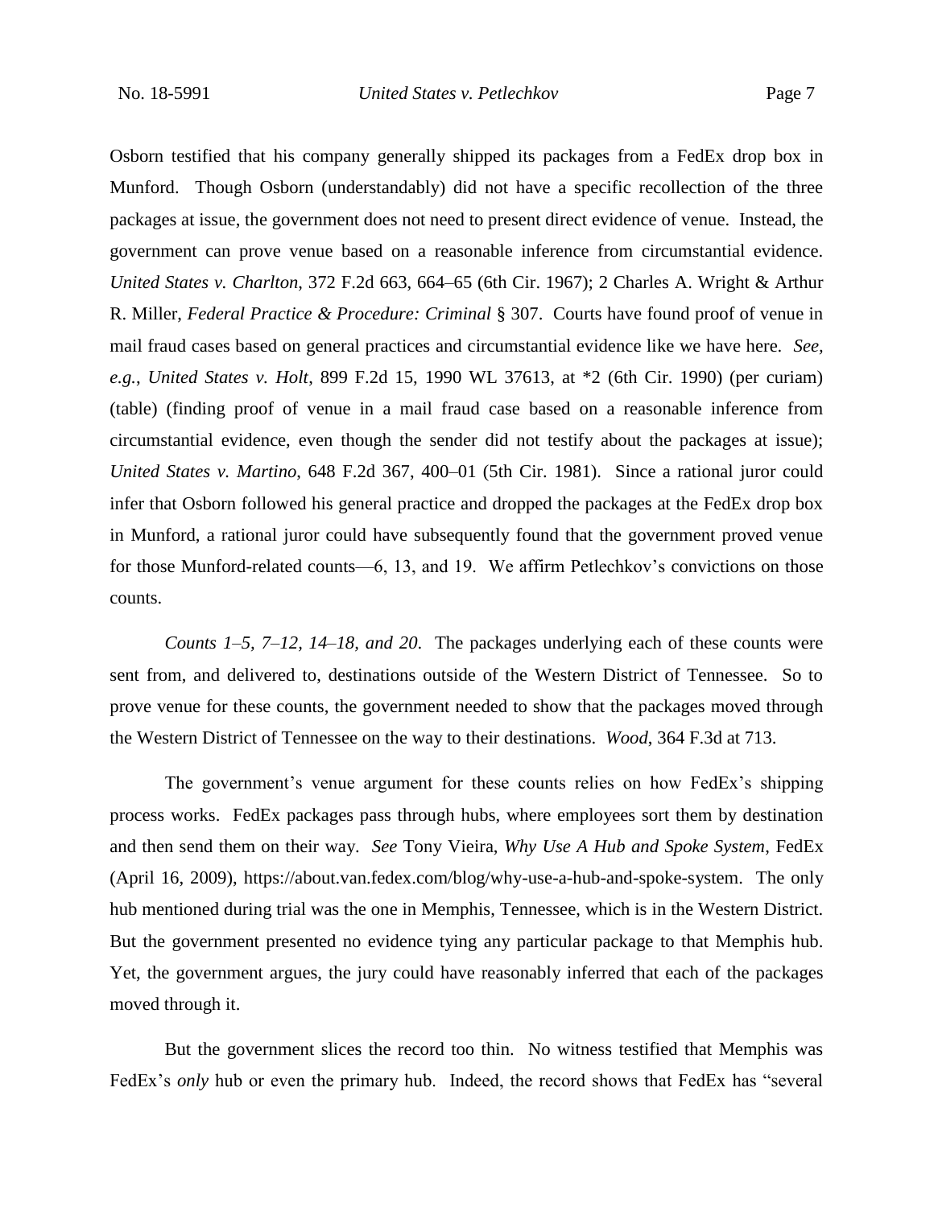Osborn testified that his company generally shipped its packages from a FedEx drop box in Munford. Though Osborn (understandably) did not have a specific recollection of the three packages at issue, the government does not need to present direct evidence of venue. Instead, the government can prove venue based on a reasonable inference from circumstantial evidence. *United States v. Charlton*, 372 F.2d 663, 664–65 (6th Cir. 1967); 2 Charles A. Wright & Arthur R. Miller, *Federal Practice & Procedure: Criminal* § 307. Courts have found proof of venue in mail fraud cases based on general practices and circumstantial evidence like we have here. *See, e.g.*, *United States v. Holt*, 899 F.2d 15, 1990 WL 37613, at *2 (6th Cir. 1990) (per curiam) (table) (finding proof of venue in a mail fraud case based on a reasonable inference from circumstantial evidence, even though the sender did not testify about the packages at issue); *United States v. Martino*, 648 F.2d 367, 400–01 (5th Cir. 1981). Since a rational juror could infer that Osborn followed his general practice and dropped the packages at the FedEx drop box in Munford, a rational juror could have subsequently found that the government proved venue for those Munford-related counts—6, 13, and 19. We affirm Petlechkov's convictions on those counts.

*Counts 1–5, 7–12, 14–18, and 20*. The packages underlying each of these counts were sent from, and delivered to, destinations outside of the Western District of Tennessee. So to prove venue for these counts, the government needed to show that the packages moved through the Western District of Tennessee on the way to their destinations. *Wood*, 364 F.3d at 713.

The government's venue argument for these counts relies on how FedEx's shipping process works. FedEx packages pass through hubs, where employees sort them by destination and then send them on their way. *See* Tony Vieira, *Why Use A Hub and Spoke System*, FedEx (April 16, 2009), https://about.van.fedex.com/blog/why-use-a-hub-and-spoke-system. The only hub mentioned during trial was the one in Memphis, Tennessee, which is in the Western District. But the government presented no evidence tying any particular package to that Memphis hub. Yet, the government argues, the jury could have reasonably inferred that each of the packages moved through it.

But the government slices the record too thin. No witness testified that Memphis was FedEx's *only* hub or even the primary hub. Indeed, the record shows that FedEx has "several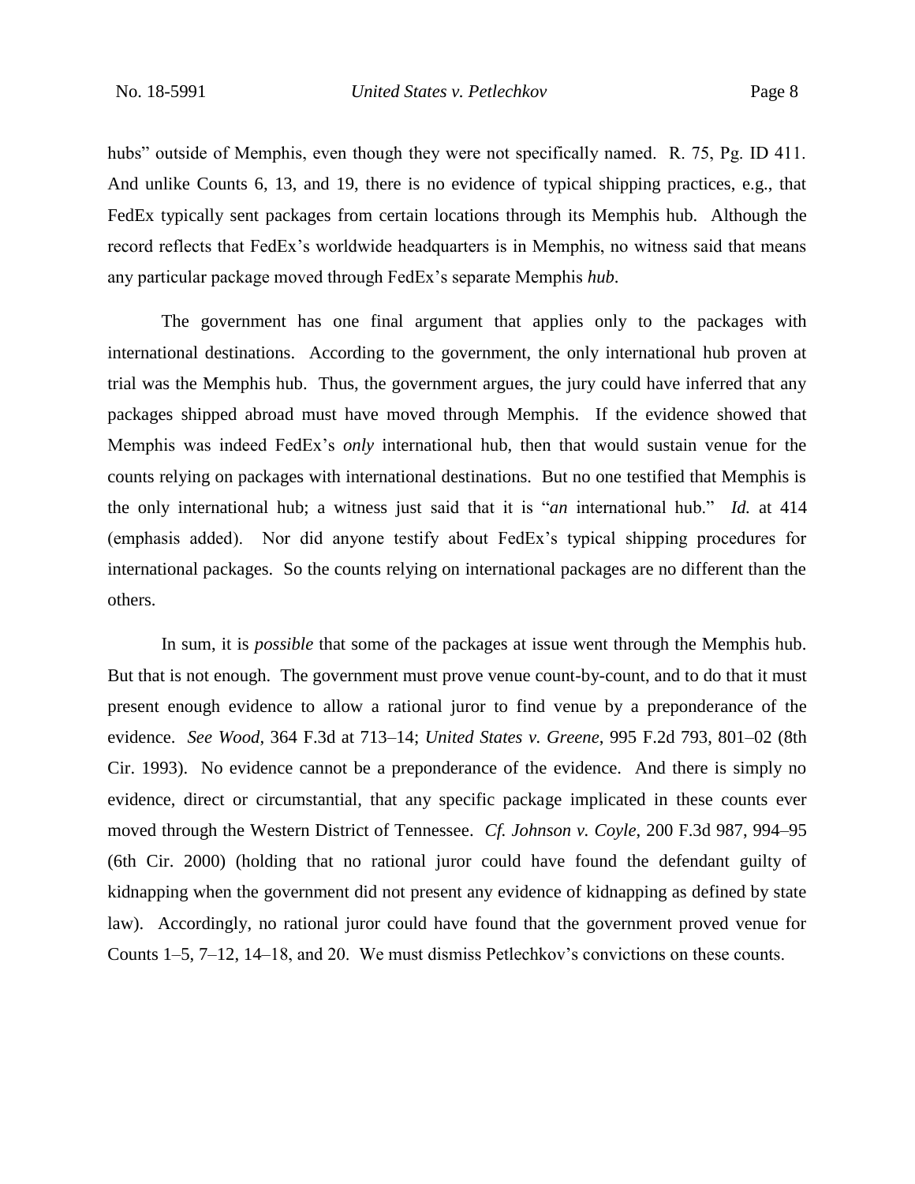hubs" outside of Memphis, even though they were not specifically named. R. 75, Pg. ID 411. And unlike Counts 6, 13, and 19, there is no evidence of typical shipping practices, e.g., that FedEx typically sent packages from certain locations through its Memphis hub. Although the record reflects that FedEx's worldwide headquarters is in Memphis, no witness said that means any particular package moved through FedEx's separate Memphis *hub*.

The government has one final argument that applies only to the packages with international destinations. According to the government, the only international hub proven at trial was the Memphis hub. Thus, the government argues, the jury could have inferred that any packages shipped abroad must have moved through Memphis. If the evidence showed that Memphis was indeed FedEx's *only* international hub, then that would sustain venue for the counts relying on packages with international destinations. But no one testified that Memphis is the only international hub; a witness just said that it is "*an* international hub." *Id.* at 414 (emphasis added). Nor did anyone testify about FedEx's typical shipping procedures for international packages. So the counts relying on international packages are no different than the others.

In sum, it is *possible* that some of the packages at issue went through the Memphis hub. But that is not enough. The government must prove venue count-by-count, and to do that it must present enough evidence to allow a rational juror to find venue by a preponderance of the evidence. *See Wood*, 364 F.3d at 713–14; *United States v. Greene*, 995 F.2d 793, 801–02 (8th Cir. 1993). No evidence cannot be a preponderance of the evidence. And there is simply no evidence, direct or circumstantial, that any specific package implicated in these counts ever moved through the Western District of Tennessee. *Cf. Johnson v. Coyle*, 200 F.3d 987, 994–95 (6th Cir. 2000) (holding that no rational juror could have found the defendant guilty of kidnapping when the government did not present any evidence of kidnapping as defined by state law). Accordingly, no rational juror could have found that the government proved venue for Counts 1–5, 7–12, 14–18, and 20. We must dismiss Petlechkov's convictions on these counts.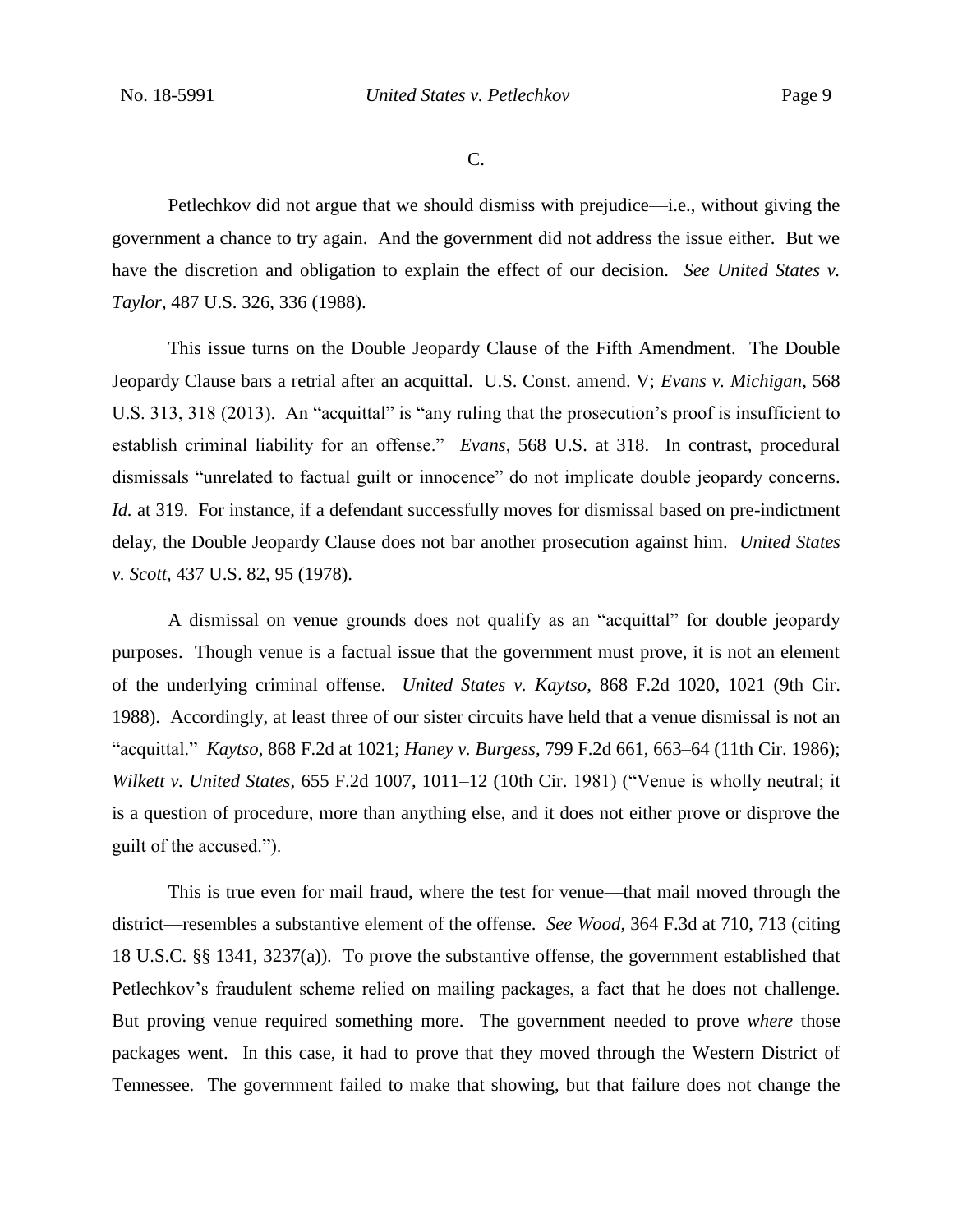C.

Petlechkov did not argue that we should dismiss with prejudice—i.e., without giving the government a chance to try again. And the government did not address the issue either. But we have the discretion and obligation to explain the effect of our decision. *See United States v. Taylor*, 487 U.S. 326, 336 (1988).

This issue turns on the Double Jeopardy Clause of the Fifth Amendment. The Double Jeopardy Clause bars a retrial after an acquittal. U.S. Const. amend. V; *Evans v. Michigan*, 568 U.S. 313, 318 (2013). An "acquittal" is "any ruling that the prosecution's proof is insufficient to establish criminal liability for an offense." *Evans*, 568 U.S. at 318. In contrast, procedural dismissals "unrelated to factual guilt or innocence" do not implicate double jeopardy concerns. *Id.* at 319. For instance, if a defendant successfully moves for dismissal based on pre-indictment delay, the Double Jeopardy Clause does not bar another prosecution against him. *United States v. Scott*, 437 U.S. 82, 95 (1978).

A dismissal on venue grounds does not qualify as an "acquittal" for double jeopardy purposes. Though venue is a factual issue that the government must prove, it is not an element of the underlying criminal offense. *United States v. Kaytso*, 868 F.2d 1020, 1021 (9th Cir. 1988). Accordingly, at least three of our sister circuits have held that a venue dismissal is not an "acquittal." *Kaytso*, 868 F.2d at 1021; *Haney v. Burgess*, 799 F.2d 661, 663–64 (11th Cir. 1986); *Wilkett v. United States*, 655 F.2d 1007, 1011–12 (10th Cir. 1981) ("Venue is wholly neutral; it is a question of procedure, more than anything else, and it does not either prove or disprove the guilt of the accused.").

This is true even for mail fraud, where the test for venue—that mail moved through the district—resembles a substantive element of the offense. *See Wood*, 364 F.3d at 710, 713 (citing 18 U.S.C. §§ 1341, 3237(a)). To prove the substantive offense, the government established that Petlechkov's fraudulent scheme relied on mailing packages, a fact that he does not challenge. But proving venue required something more. The government needed to prove *where* those packages went. In this case, it had to prove that they moved through the Western District of Tennessee. The government failed to make that showing, but that failure does not change the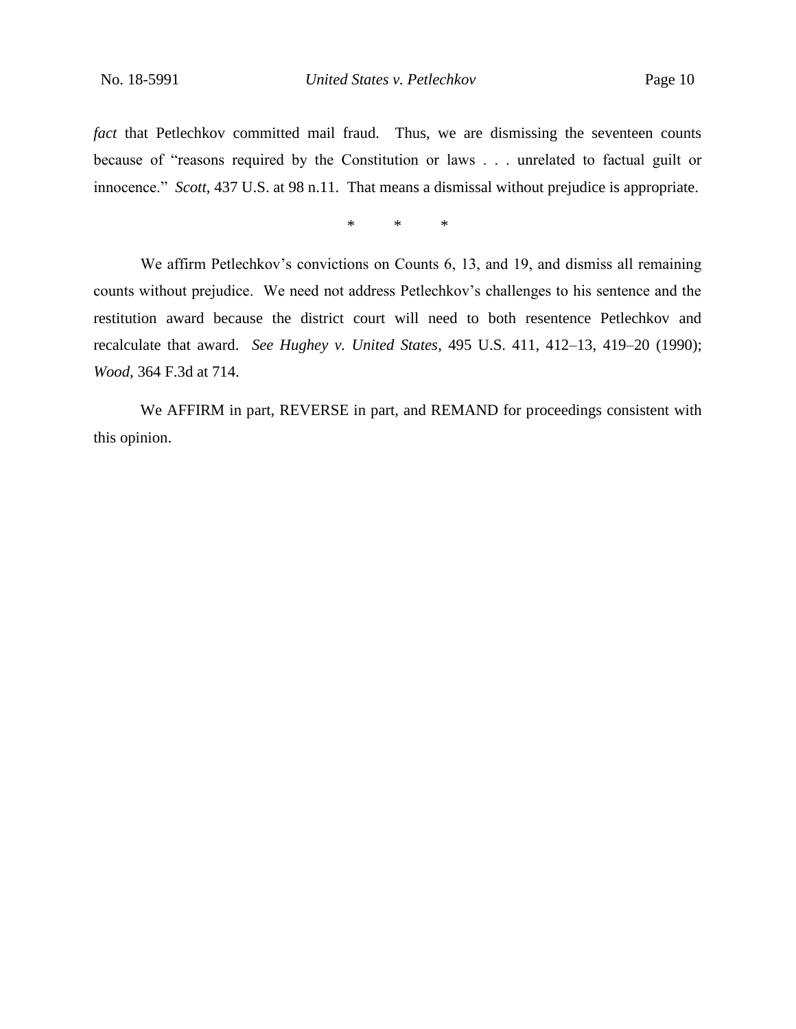*fact* that Petlechkov committed mail fraud. Thus, we are dismissing the seventeen counts because of "reasons required by the Constitution or laws . . . unrelated to factual guilt or innocence." *Scott*, 437 U.S. at 98 n.11. That means a dismissal without prejudice is appropriate.

\* \* \*

We affirm Petlechkov's convictions on Counts 6, 13, and 19, and dismiss all remaining counts without prejudice. We need not address Petlechkov's challenges to his sentence and the restitution award because the district court will need to both resentence Petlechkov and recalculate that award. *See Hughey v. United States*, 495 U.S. 411, 412–13, 419–20 (1990); *Wood*, 364 F.3d at 714.

We AFFIRM in part, REVERSE in part, and REMAND for proceedings consistent with this opinion.